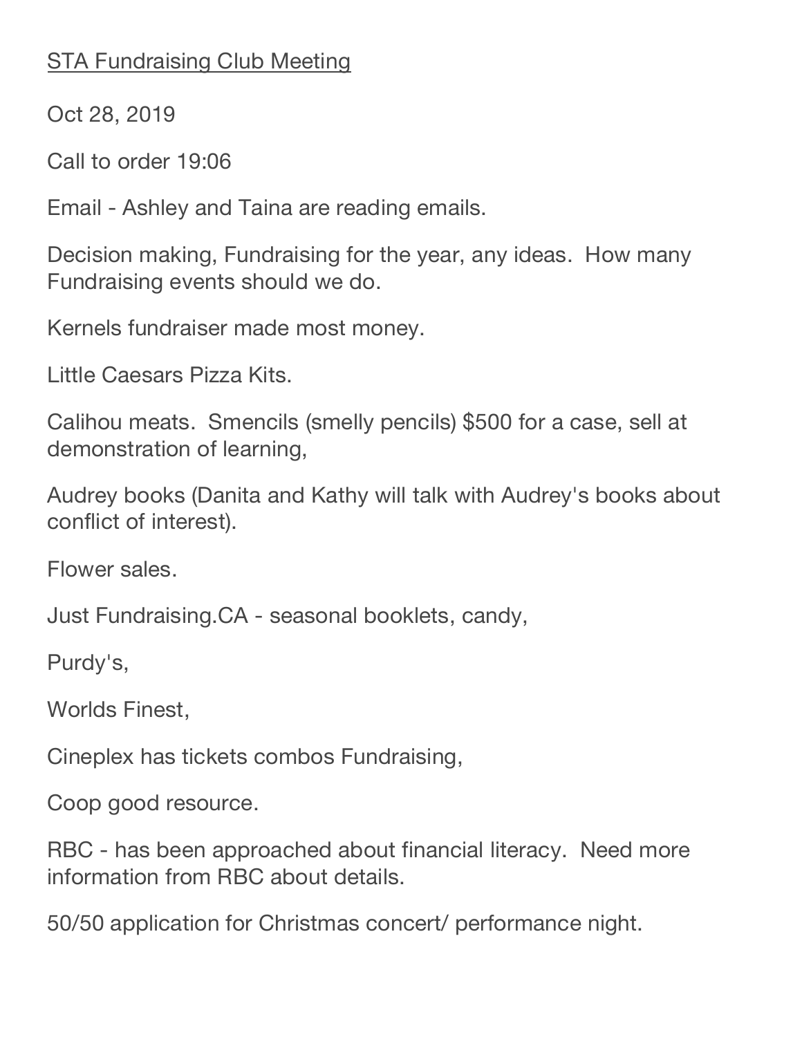<u>STA Fundraising Club Meeting</u>

Oct 28, 2019

Call to order 19:06

Email - Ashley and Taina are reading emails.

Decision making, Fundraising for the year, any ideas. How many Fundraising events should we do.

Kernels fundraiser made most money.

Little Caesars Pizza Kits.

Calihou meats. Smencils (smelly pencils) $500 for a case, sell at demonstration of learning,

Audrey books (Danita and Kathy will talk with Audrey's books about conflict of interest).

Flower sales.

Just Fundraising.CA - seasonal booklets, candy,

Purdy's,

Worlds Finest,

Cineplex has tickets combos Fundraising,

Coop good resource.

RBC - has been approached about financial literacy. Need more information from RBC about details.

50/50 application for Christmas concert/ performance night.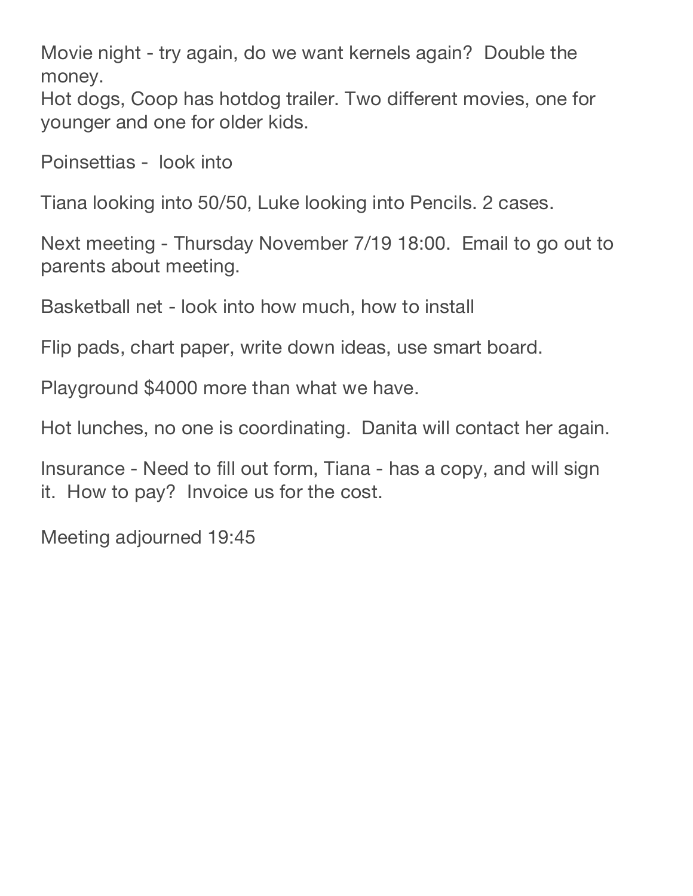Movie night - try again, do we want kernels again?  Double the money.
Hot dogs, Coop has hotdog trailer. Two different movies, one for younger and one for older kids.

Poinsettias -  look into

Tiana looking into 50/50, Luke looking into Pencils. 2 cases.

Next meeting - Thursday November 7/19 18:00.  Email to go out to parents about meeting.

Basketball net - look into how much, how to install

Flip pads, chart paper, write down ideas, use smart board.

Playground $4000 more than what we have.

Hot lunches, no one is coordinating.  Danita will contact her again.

Insurance - Need to fill out form, Tiana - has a copy, and will sign it.  How to pay?  Invoice us for the cost.

Meeting adjourned 19:45